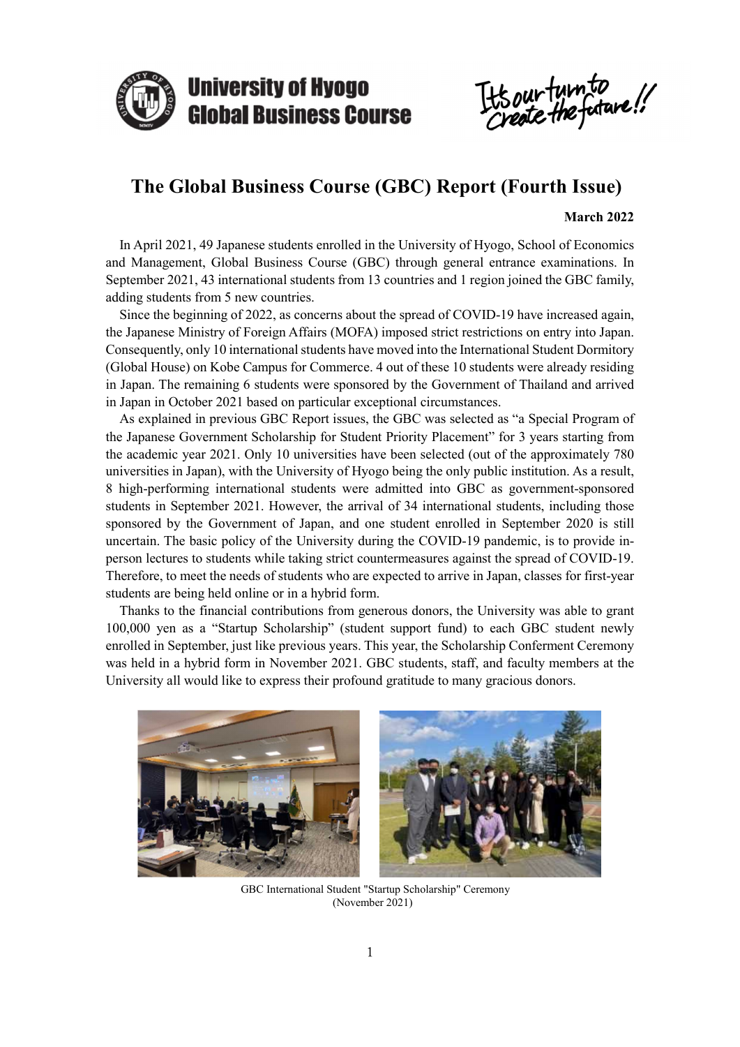University of Hyogo
Global Business Course

It's our turn to create the future!!

# The Global Business Course (GBC) Report (Fourth Issue)

**March 2022**

In April 2021, 49 Japanese students enrolled in the University of Hyogo, School of Economics and Management, Global Business Course (GBC) through general entrance examinations. In September 2021, 43 international students from 13 countries and 1 region joined the GBC family, adding students from 5 new countries.

Since the beginning of 2022, as concerns about the spread of COVID-19 have increased again, the Japanese Ministry of Foreign Affairs (MOFA) imposed strict restrictions on entry into Japan. Consequently, only 10 international students have moved into the International Student Dormitory (Global House) on Kobe Campus for Commerce. 4 out of these 10 students were already residing in Japan. The remaining 6 students were sponsored by the Government of Thailand and arrived in Japan in October 2021 based on particular exceptional circumstances.

As explained in previous GBC Report issues, the GBC was selected as "a Special Program of the Japanese Government Scholarship for Student Priority Placement" for 3 years starting from the academic year 2021. Only 10 universities have been selected (out of the approximately 780 universities in Japan), with the University of Hyogo being the only public institution. As a result, 8 high-performing international students were admitted into GBC as government-sponsored students in September 2021. However, the arrival of 34 international students, including those sponsored by the Government of Japan, and one student enrolled in September 2020 is still uncertain. The basic policy of the University during the COVID-19 pandemic, is to provide in-person lectures to students while taking strict countermeasures against the spread of COVID-19. Therefore, to meet the needs of students who are expected to arrive in Japan, classes for first-year students are being held online or in a hybrid form.

Thanks to the financial contributions from generous donors, the University was able to grant 100,000 yen as a "Startup Scholarship" (student support fund) to each GBC student newly enrolled in September, just like previous years. This year, the Scholarship Conferment Ceremony was held in a hybrid form in November 2021. GBC students, staff, and faculty members at the University all would like to express their profound gratitude to many gracious donors.

GBC International Student "Startup Scholarship" Ceremony
(November 2021)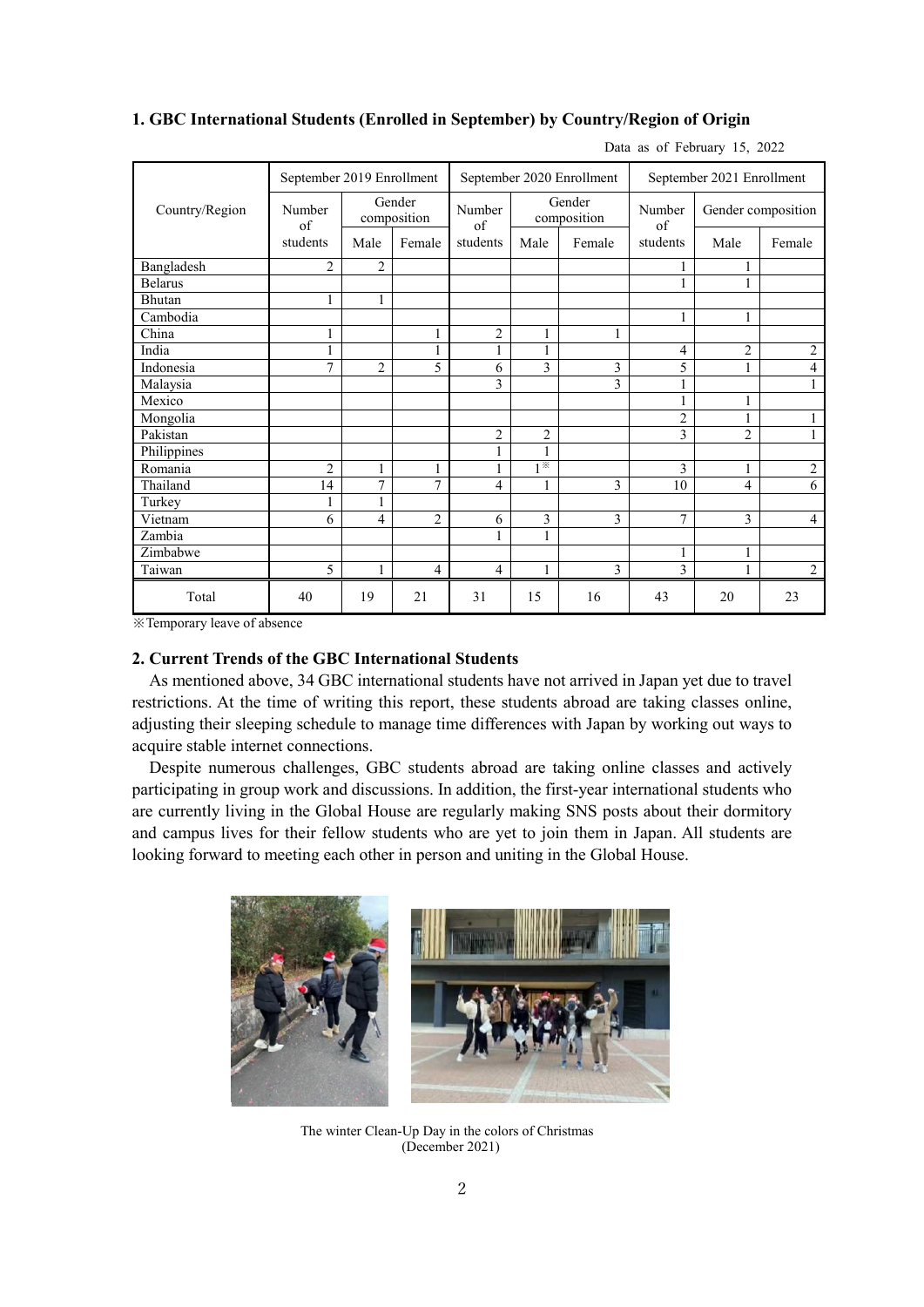### 1. GBC International Students (Enrolled in September) by Country/Region of Origin

Data as of February 15, 2022

| Country/Region | September 2019 Enrollment | | | September 2020 Enrollment | | | September 2021 Enrollment | | |
|---|---|---|---|---|---|---|---|---|---|
| | Number of students | Gender composition | | Number of students | Gender composition | | Number of students | Gender composition | |
| | | Male | Female | | Male | Female | | Male | Female |
| Bangladesh | 2 | 2 | | | | | 1 | 1 | |
| Belarus | | | | | | | 1 | 1 | |
| Bhutan | 1 | 1 | | | | | | | |
| Cambodia | | | | | | | 1 | 1 | |
| China | 1 | | 1 | 2 | 1 | 1 | | | |
| India | 1 | | 1 | 1 | 1 | | 4 | 2 | 2 |
| Indonesia | 7 | 2 | 5 | 6 | 3 | 3 | 5 | 1 | 4 |
| Malaysia | | | | 3 | | 3 | 1 | | 1 |
| Mexico | | | | | | | 1 | 1 | |
| Mongolia | | | | | | | 2 | 1 | 1 |
| Pakistan | | | | 2 | 2 | | 3 | 2 | 1 |
| Philippines | | | | 1 | 1 | | | | |
| Romania | 2 | 1 | 1 | 1 | 1※ | | 3 | 1 | 2 |
| Thailand | 14 | 7 | 7 | 4 | 1 | 3 | 10 | 4 | 6 |
| Turkey | 1 | 1 | | | | | | | |
| Vietnam | 6 | 4 | 2 | 6 | 3 | 3 | 7 | 3 | 4 |
| Zambia | | | | 1 | 1 | | | | |
| Zimbabwe | | | | | | | 1 | 1 | |
| Taiwan | 5 | 1 | 4 | 4 | 1 | 3 | 3 | 1 | 2 |
| Total | 40 | 19 | 21 | 31 | 15 | 16 | 43 | 20 | 23 |

※Temporary leave of absence

### 2. Current Trends of the GBC International Students

As mentioned above, 34 GBC international students have not arrived in Japan yet due to travel restrictions. At the time of writing this report, these students abroad are taking classes online, adjusting their sleeping schedule to manage time differences with Japan by working out ways to acquire stable internet connections.

Despite numerous challenges, GBC students abroad are taking online classes and actively participating in group work and discussions. In addition, the first-year international students who are currently living in the Global House are regularly making SNS posts about their dormitory and campus lives for their fellow students who are yet to join them in Japan. All students are looking forward to meeting each other in person and uniting in the Global House.

The winter Clean-Up Day in the colors of Christmas
(December 2021)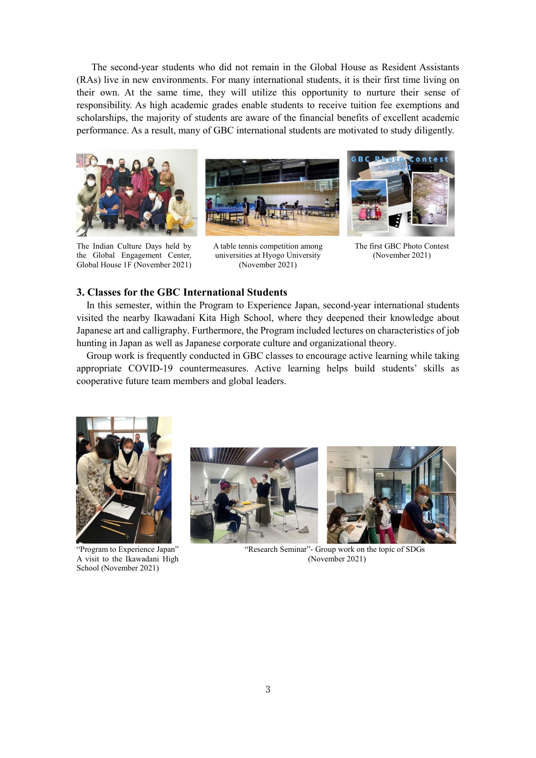The second-year students who did not remain in the Global House as Resident Assistants (RAs) live in new environments. For many international students, it is their first time living on their own. At the same time, they will utilize this opportunity to nurture their sense of responsibility. As high academic grades enable students to receive tuition fee exemptions and scholarships, the majority of students are aware of the financial benefits of excellent academic performance. As a result, many of GBC international students are motivated to study diligently.

The Indian Culture Days held by the Global Engagement Center, Global House 1F (November 2021)

A table tennis competition among universities at Hyogo University (November 2021)

The first GBC Photo Contest (November 2021)

## 3. Classes for the GBC International Students

In this semester, within the Program to Experience Japan, second-year international students visited the nearby Ikawadani Kita High School, where they deepened their knowledge about Japanese art and calligraphy. Furthermore, the Program included lectures on characteristics of job hunting in Japan as well as Japanese corporate culture and organizational theory.

Group work is frequently conducted in GBC classes to encourage active learning while taking appropriate COVID-19 countermeasures. Active learning helps build students' skills as cooperative future team members and global leaders.

"Program to Experience Japan" A visit to the Ikawadani High School (November 2021)

"Research Seminar"- Group work on the topic of SDGs (November 2021)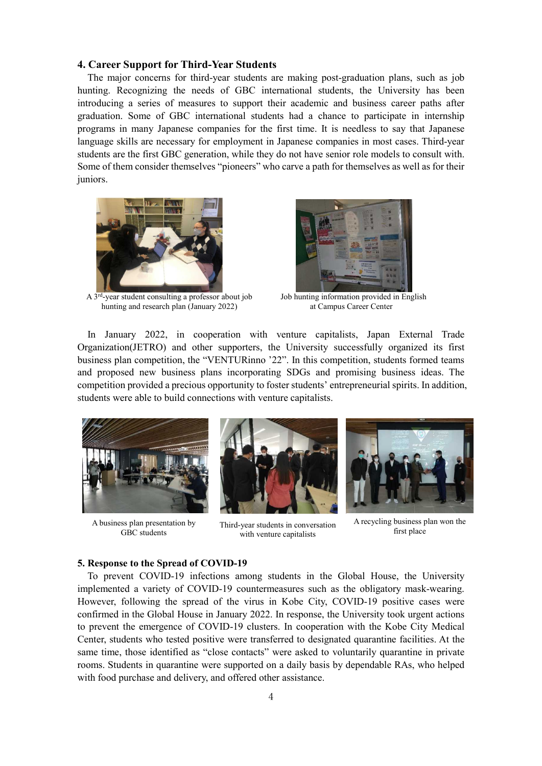### 4. Career Support for Third-Year Students

The major concerns for third-year students are making post-graduation plans, such as job hunting. Recognizing the needs of GBC international students, the University has been introducing a series of measures to support their academic and business career paths after graduation. Some of GBC international students had a chance to participate in internship programs in many Japanese companies for the first time. It is needless to say that Japanese language skills are necessary for employment in Japanese companies in most cases. Third-year students are the first GBC generation, while they do not have senior role models to consult with. Some of them consider themselves "pioneers" who carve a path for themselves as well as for their juniors.

A 3rd-year student consulting a professor about job hunting and research plan (January 2022)

Job hunting information provided in English at Campus Career Center

In January 2022, in cooperation with venture capitalists, Japan External Trade Organization(JETRO) and other supporters, the University successfully organized its first business plan competition, the "VENTURinno '22". In this competition, students formed teams and proposed new business plans incorporating SDGs and promising business ideas. The competition provided a precious opportunity to foster students' entrepreneurial spirits. In addition, students were able to build connections with venture capitalists.

A business plan presentation by GBC students

Third-year students in conversation with venture capitalists

A recycling business plan won the first place

### 5. Response to the Spread of COVID-19

To prevent COVID-19 infections among students in the Global House, the University implemented a variety of COVID-19 countermeasures such as the obligatory mask-wearing. However, following the spread of the virus in Kobe City, COVID-19 positive cases were confirmed in the Global House in January 2022. In response, the University took urgent actions to prevent the emergence of COVID-19 clusters. In cooperation with the Kobe City Medical Center, students who tested positive were transferred to designated quarantine facilities. At the same time, those identified as "close contacts" were asked to voluntarily quarantine in private rooms. Students in quarantine were supported on a daily basis by dependable RAs, who helped with food purchase and delivery, and offered other assistance.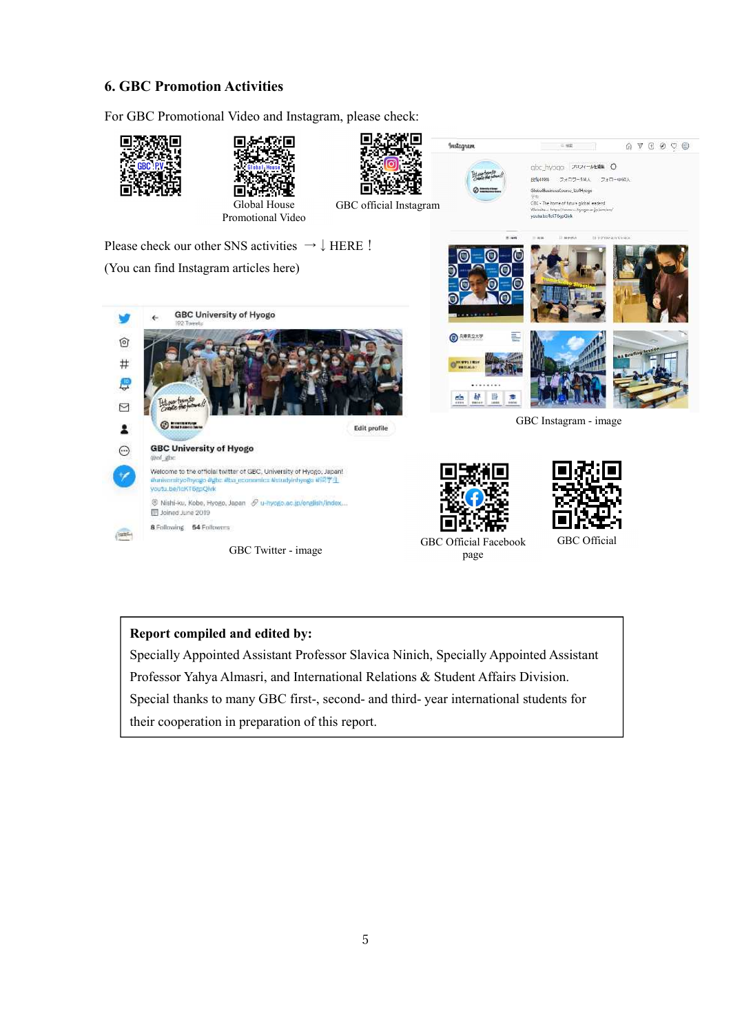## 6. GBC Promotion Activities

For GBC Promotional Video and Instagram, please check:

Global House Promotional Video

GBC official Instagram

Please check our other SNS activities →↓HERE！

(You can find Instagram articles here)

GBC Instagram - image

GBC Twitter - image

GBC Official Facebook page

GBC Official

**Report compiled and edited by:**
Specially Appointed Assistant Professor Slavica Ninich, Specially Appointed Assistant Professor Yahya Almasri, and International Relations & Student Affairs Division.
Special thanks to many GBC first-, second- and third- year international students for their cooperation in preparation of this report.